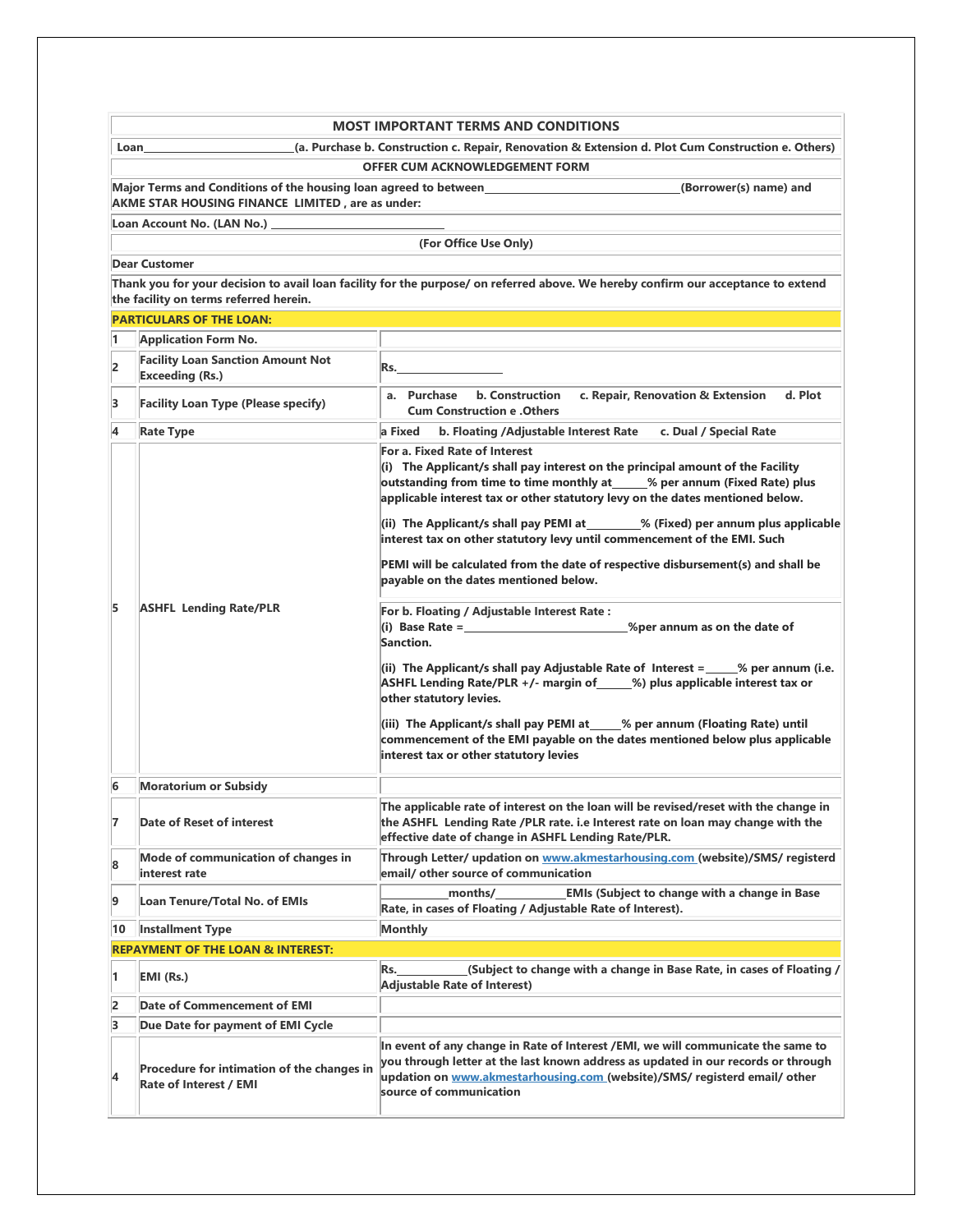## MOST IMPORTANT TERMS AND CONDITIONS

**Loan\_\_\_\_\_\_\_\_\_\_\_\_\_\_\_\_\_\_\_\_\_\_\_\_\_\_(a. Purchase b. Construction c. Repair, Renovation & Extension d. Plot Cum Construction e. Others)**

**OFFER CUM ACKNOWLEDGEMENT FORM**

**Major Terms and Conditions of the housing loan agreed to between\_\_\_\_\_\_\_\_\_\_\_\_\_\_\_\_\_\_\_\_\_\_\_\_\_\_\_\_\_\_\_\_\_\_(Borrower(s) name) and AKME STAR HOUSING FINANCE LIMITED , are as under:**

**Loan Account No. (LAN No.) \_\_\_\_\_\_\_\_\_\_\_\_\_\_\_\_\_\_\_\_\_\_\_\_\_\_\_\_\_\_**

**(For Office Use Only)**

**Dear Customer**

**Thank you for your decision to avail loan facility for the purpose/ on referred above. We hereby confirm our acceptance to extend the facility on terms referred herein.**

**PARTICULARS OF THE LOAN:**

| | | |
|---|---|---|
| 1 | Application Form No. | |
| 2 | Facility Loan Sanction Amount Not Exceeding (Rs.) | Rs.\_\_\_\_\_\_\_\_\_\_\_\_\_\_\_\_\_\_ |
| 3 | Facility Loan Type (Please specify) | a. Purchase b. Construction c. Repair, Renovation & Extension d. Plot Cum Construction e .Others |
| 4 | Rate Type | a Fixed b. Floating /Adjustable Interest Rate c. Dual / Special Rate |
| 5 | ASHFL Lending Rate/PLR | For a. Fixed Rate of Interest<br>(i) The Applicant/s shall pay interest on the principal amount of the Facility outstanding from time to time monthly at\_\_\_\_\_\_% per annum (Fixed Rate) plus applicable interest tax or other statutory levy on the dates mentioned below.<br>(ii) The Applicant/s shall pay PEMI at\_\_\_\_\_\_\_\_\_\_% (Fixed) per annum plus applicable interest tax on other statutory levy until commencement of the EMI. Such<br>PEMI will be calculated from the date of respective disbursement(s) and shall be payable on the dates mentioned below.<br>For b. Floating / Adjustable Interest Rate :<br>(i) Base Rate =\_\_\_\_\_\_\_\_\_\_\_\_\_\_\_\_\_\_\_\_\_\_\_\_\_\_\_\_\_%per annum as on the date of Sanction.<br>(ii) The Applicant/s shall pay Adjustable Rate of Interest =\_\_\_\_\_\_% per annum (i.e. ASHFL Lending Rate/PLR +/- margin of\_\_\_\_\_\_%) plus applicable interest tax or other statutory levies.<br>(iii) The Applicant/s shall pay PEMI at\_\_\_\_\_\_% per annum (Floating Rate) until commencement of the EMI payable on the dates mentioned below plus applicable interest tax or other statutory levies |
| 6 | Moratorium or Subsidy | |
| 7 | Date of Reset of interest | The applicable rate of interest on the loan will be revised/reset with the change in the ASHFL Lending Rate /PLR rate. i.e Interest rate on loan may change with the effective date of change in ASHFL Lending Rate/PLR. |
| 8 | Mode of communication of changes in interest rate | Through Letter/ updation on www.akmestarhousing.com (website)/SMS/ registerd email/ other source of communication |
| 9 | Loan Tenure/Total No. of EMIs | \_\_\_\_\_\_\_\_\_\_\_months/\_\_\_\_\_\_\_\_\_\_\_\_EMIs (Subject to change with a change in Base Rate, in cases of Floating / Adjustable Rate of Interest). |
| 10 | Installment Type | Monthly |

**REPAYMENT OF THE LOAN & INTEREST:**

| | | |
|---|---|---|
| 1 | EMI (Rs.) | Rs.\_\_\_\_\_\_\_\_\_\_\_\_(Subject to change with a change in Base Rate, in cases of Floating / Adjustable Rate of Interest) |
| 2 | Date of Commencement of EMI | |
| 3 | Due Date for payment of EMI Cycle | |
| 4 | Procedure for intimation of the changes in Rate of Interest / EMI | In event of any change in Rate of Interest /EMI, we will communicate the same to you through letter at the last known address as updated in our records or through updation on www.akmestarhousing.com (website)/SMS/ registerd email/ other source of communication |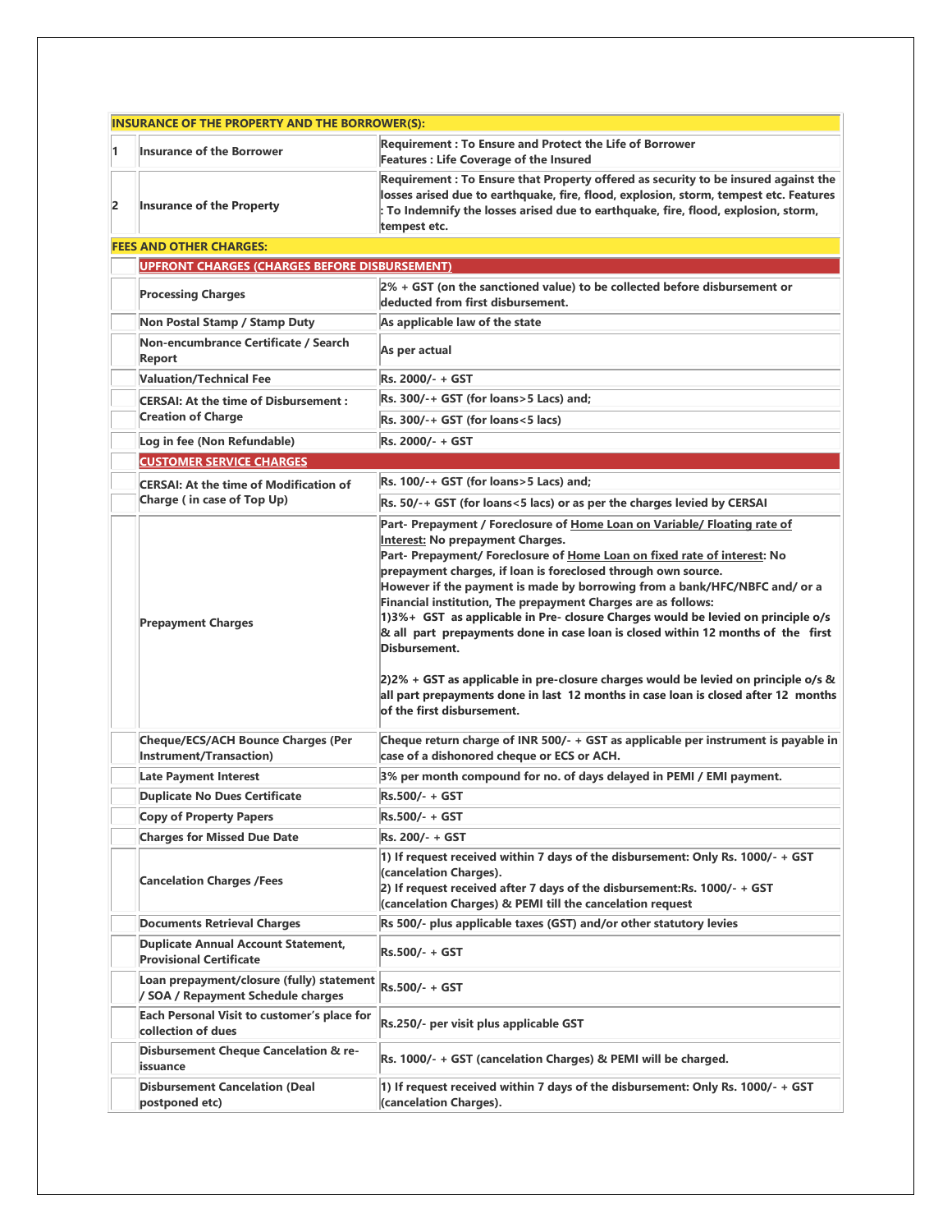| | | |
|---|---|---|
| **INSURANCE OF THE PROPERTY AND THE BORROWER(S):** | | |
| 1 | Insurance of the Borrower | Requirement : To Ensure and Protect the Life of Borrower<br>Features : Life Coverage of the Insured |
| 2 | Insurance of the Property | Requirement : To Ensure that Property offered as security to be insured against the losses arised due to earthquake, fire, flood, explosion, storm, tempest etc. Features : To Indemnify the losses arised due to earthquake, fire, flood, explosion, storm, tempest etc. |
| **FEES AND OTHER CHARGES:** | | |
| | **UPFRONT CHARGES (CHARGES BEFORE DISBURSEMENT)** | |
| | Processing Charges | 2% + GST (on the sanctioned value) to be collected before disbursement or deducted from first disbursement. |
| | Non Postal Stamp / Stamp Duty | As applicable law of the state |
| | Non-encumbrance Certificate / Search Report | As per actual |
| | Valuation/Technical Fee | Rs. 2000/- + GST |
| | CERSAI: At the time of Disbursement : Creation of Charge | Rs. 300/-+ GST (for loans>5 Lacs) and;<br>Rs. 300/-+ GST (for loans<5 lacs) |
| | Log in fee (Non Refundable) | Rs. 2000/- + GST |
| | **CUSTOMER SERVICE CHARGES** | |
| | CERSAI: At the time of Modification of Charge ( in case of Top Up) | Rs. 100/-+ GST (for loans>5 Lacs) and;<br>Rs. 50/-+ GST (for loans<5 lacs) or as per the charges levied by CERSAI |
| | Prepayment Charges | Part- Prepayment / Foreclosure of Home Loan on Variable/ Floating rate of Interest: No prepayment Charges.<br>Part- Prepayment/ Foreclosure of Home Loan on fixed rate of interest: No prepayment charges, if loan is foreclosed through own source.<br>However if the payment is made by borrowing from a bank/HFC/NBFC and/ or a Financial institution, The prepayment Charges are as follows:<br>1)3%+ GST as applicable in Pre- closure Charges would be levied on principle o/s & all part prepayments done in case loan is closed within 12 months of the first Disbursement.<br><br>2)2% + GST as applicable in pre-closure charges would be levied on principle o/s & all part prepayments done in last 12 months in case loan is closed after 12 months of the first disbursement. |
| | Cheque/ECS/ACH Bounce Charges (Per Instrument/Transaction) | Cheque return charge of INR 500/- + GST as applicable per instrument is payable in case of a dishonored cheque or ECS or ACH. |
| | Late Payment Interest | 3% per month compound for no. of days delayed in PEMI / EMI payment. |
| | Duplicate No Dues Certificate | Rs.500/- + GST |
| | Copy of Property Papers | Rs.500/- + GST |
| | Charges for Missed Due Date | Rs. 200/- + GST |
| | Cancelation Charges /Fees | 1) If request received within 7 days of the disbursement: Only Rs. 1000/- + GST (cancelation Charges).<br>2) If request received after 7 days of the disbursement:Rs. 1000/- + GST (cancelation Charges) & PEMI till the cancelation request |
| | Documents Retrieval Charges | Rs 500/- plus applicable taxes (GST) and/or other statutory levies |
| | Duplicate Annual Account Statement, Provisional Certificate | Rs.500/- + GST |
| | Loan prepayment/closure (fully) statement / SOA / Repayment Schedule charges | Rs.500/- + GST |
| | Each Personal Visit to customer's place for collection of dues | Rs.250/- per visit plus applicable GST |
| | Disbursement Cheque Cancelation & re-issuance | Rs. 1000/- + GST (cancelation Charges) & PEMI will be charged. |
| | Disbursement Cancelation (Deal postponed etc) | 1) If request received within 7 days of the disbursement: Only Rs. 1000/- + GST (cancelation Charges). |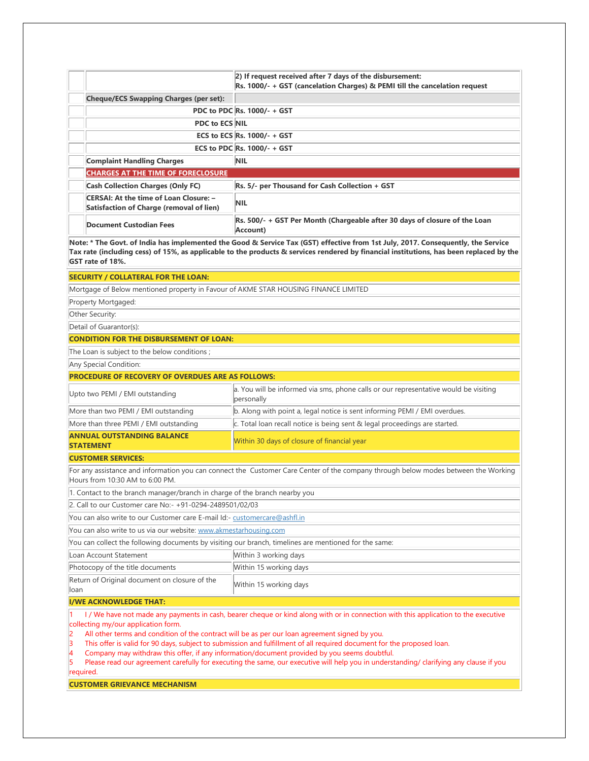| | | |
|---|---|---|
| | | **2) If request received after 7 days of the disbursement:** **Rs. 1000/- + GST (cancelation Charges) & PEMI till the cancelation request** |
| | **Cheque/ECS Swapping Charges (per set):** | |
| | **PDC to PDC** | **Rs. 1000/- + GST** |
| | **PDC to ECS** | **NIL** |
| | **ECS to ECS** | **Rs. 1000/- + GST** |
| | **ECS to PDC** | **Rs. 1000/- + GST** |
| | **Complaint Handling Charges** | **NIL** |
| | **CHARGES AT THE TIME OF FORECLOSURE** | |
| | **Cash Collection Charges (Only FC)** | **Rs. 5/- per Thousand for Cash Collection + GST** |
| | **CERSAI: At the time of Loan Closure: – Satisfaction of Charge (removal of lien)** | **NIL** |
| | **Document Custodian Fees** | **Rs. 500/- + GST Per Month (Chargeable after 30 days of closure of the Loan Account)** |

**Note: * The Govt. of India has implemented the Good & Service Tax (GST) effective from 1st July, 2017. Consequently, the Service Tax rate (including cess) of 15%, as applicable to the products & services rendered by financial institutions, has been replaced by the GST rate of 18%.**

**SECURITY / COLLATERAL FOR THE LOAN:**

Mortgage of Below mentioned property in Favour of AKME STAR HOUSING FINANCE LIMITED

Property Mortgaged:

Other Security:

Detail of Guarantor(s):

**CONDITION FOR THE DISBURSEMENT OF LOAN:**

The Loan is subject to the below conditions ;

Any Special Condition:

**PROCEDURE OF RECOVERY OF OVERDUES ARE AS FOLLOWS:**

| | |
|---|---|
| Upto two PEMI / EMI outstanding | a. You will be informed via sms, phone calls or our representative would be visiting personally |
| More than two PEMI / EMI outstanding | b. Along with point a, legal notice is sent informing PEMI / EMI overdues. |
| More than three PEMI / EMI outstanding | c. Total loan recall notice is being sent & legal proceedings are started. |
| **ANNUAL OUTSTANDING BALANCE STATEMENT** | Within 30 days of closure of financial year |

**CUSTOMER SERVICES:**

For any assistance and information you can connect the Customer Care Center of the company through below modes between the Working Hours from 10:30 AM to 6:00 PM.

1. Contact to the branch manager/branch in charge of the branch nearby you
2. Call to our Customer care No:- +91-0294-2489501/02/03

You can also write to our Customer care E-mail Id:- customercare@ashfl.in

You can also write to us via our website: www.akmestarhousing.com

You can collect the following documents by visiting our branch, timelines are mentioned for the same:

| | |
|---|---|
| Loan Account Statement | Within 3 working days |
| Photocopy of the title documents | Within 15 working days |
| Return of Original document on closure of the loan | Within 15 working days |

**I/WE ACKNOWLEDGE THAT:**

1. I / We have not made any payments in cash, bearer cheque or kind along with or in connection with this application to the executive collecting my/our application form.
2. All other terms and condition of the contract will be as per our loan agreement signed by you.
3. This offer is valid for 90 days, subject to submission and fulfillment of all required document for the proposed loan.
4. Company may withdraw this offer, if any information/document provided by you seems doubtful.
5. Please read our agreement carefully for executing the same, our executive will help you in understanding/ clarifying any clause if you required.

**CUSTOMER GRIEVANCE MECHANISM**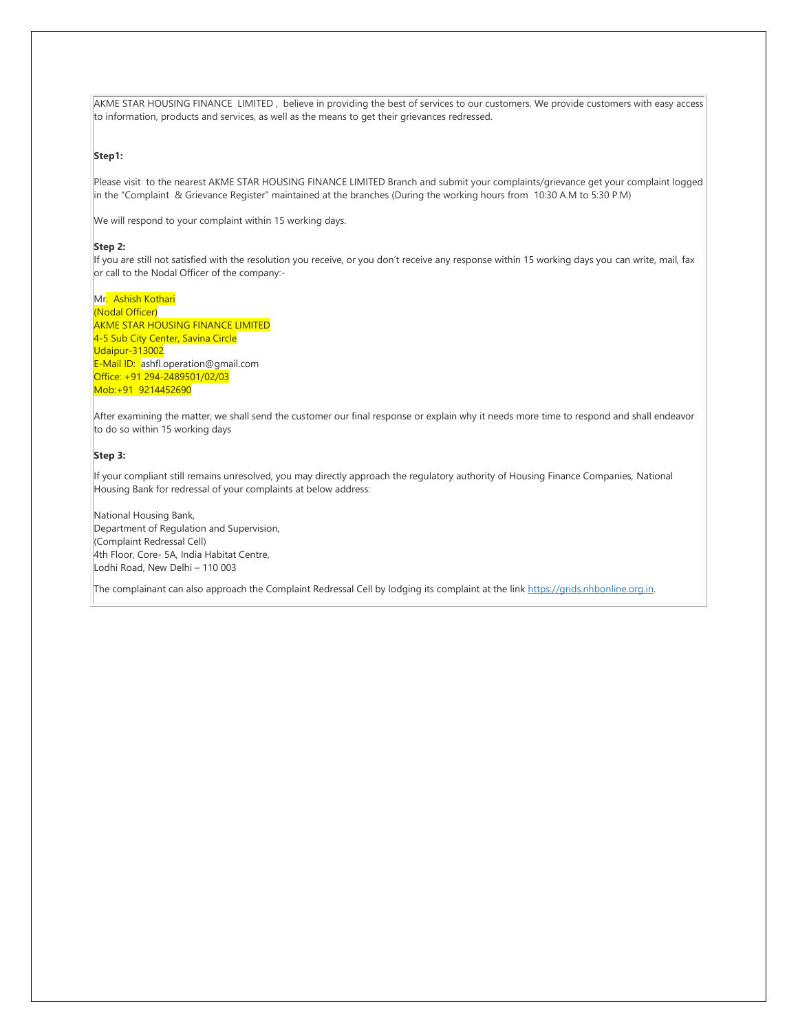AKME STAR HOUSING FINANCE LIMITED , believe in providing the best of services to our customers. We provide customers with easy access to information, products and services, as well as the means to get their grievances redressed.

**Step1:**

Please visit to the nearest AKME STAR HOUSING FINANCE LIMITED Branch and submit your complaints/grievance get your complaint logged in the "Complaint & Grievance Register" maintained at the branches (During the working hours from 10:30 A.M to 5:30 P.M)

We will respond to your complaint within 15 working days.

**Step 2:**

If you are still not satisfied with the resolution you receive, or you don't receive any response within 15 working days you can write, mail, fax or call to the Nodal Officer of the company:-

Mr. Ashish Kothari
(Nodal Officer)
AKME STAR HOUSING FINANCE LIMITED
4-5 Sub City Center, Savina Circle
Udaipur-313002
E-Mail ID: ashfl.operation@gmail.com
Office: +91 294-2489501/02/03
Mob:+91 9214452690

After examining the matter, we shall send the customer our final response or explain why it needs more time to respond and shall endeavor to do so within 15 working days

**Step 3:**

If your compliant still remains unresolved, you may directly approach the regulatory authority of Housing Finance Companies, National Housing Bank for redressal of your complaints at below address:

National Housing Bank,
Department of Regulation and Supervision,
(Complaint Redressal Cell)
4th Floor, Core- 5A, India Habitat Centre,
Lodhi Road, New Delhi – 110 003

The complainant can also approach the Complaint Redressal Cell by lodging its complaint at the link https://grids.nhbonline.org.in.